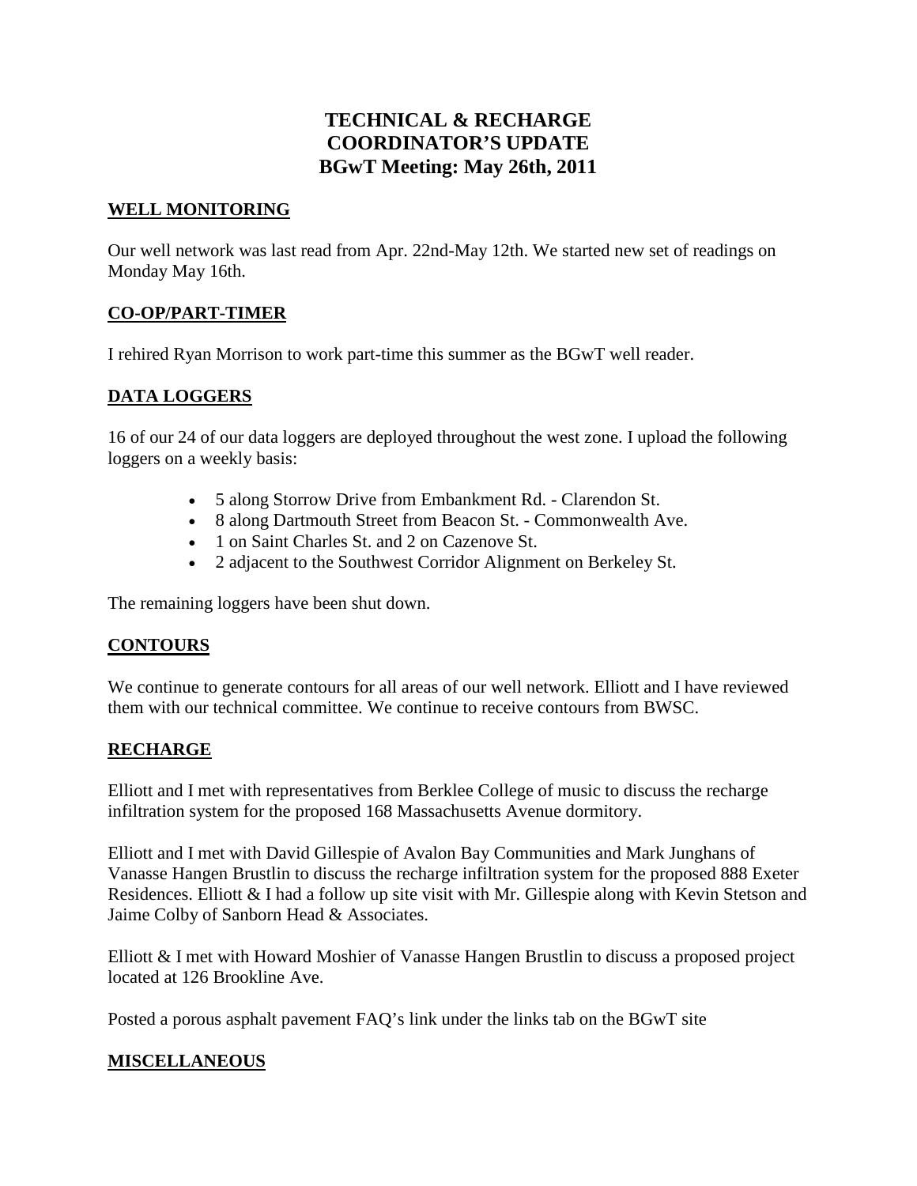# TECHNICAL & RECHARGE COORDINATOR'S UPDATE
# BGwT Meeting: May 26th, 2011

## WELL MONITORING

Our well network was last read from Apr. 22nd-May 12th. We started new set of readings on Monday May 16th.

## CO-OP/PART-TIMER

I rehired Ryan Morrison to work part-time this summer as the BGwT well reader.

## DATA LOGGERS

16 of our 24 of our data loggers are deployed throughout the west zone. I upload the following loggers on a weekly basis:

- 5 along Storrow Drive from Embankment Rd. - Clarendon St.
- 8 along Dartmouth Street from Beacon St. - Commonwealth Ave.
- 1 on Saint Charles St. and 2 on Cazenove St.
- 2 adjacent to the Southwest Corridor Alignment on Berkeley St.

The remaining loggers have been shut down.

## CONTOURS

We continue to generate contours for all areas of our well network. Elliott and I have reviewed them with our technical committee. We continue to receive contours from BWSC.

## RECHARGE

Elliott and I met with representatives from Berklee College of music to discuss the recharge infiltration system for the proposed 168 Massachusetts Avenue dormitory.

Elliott and I met with David Gillespie of Avalon Bay Communities and Mark Junghans of Vanasse Hangen Brustlin to discuss the recharge infiltration system for the proposed 888 Exeter Residences. Elliott & I had a follow up site visit with Mr. Gillespie along with Kevin Stetson and Jaime Colby of Sanborn Head & Associates.

Elliott & I met with Howard Moshier of Vanasse Hangen Brustlin to discuss a proposed project located at 126 Brookline Ave.

Posted a porous asphalt pavement FAQ's link under the links tab on the BGwT site

## MISCELLANEOUS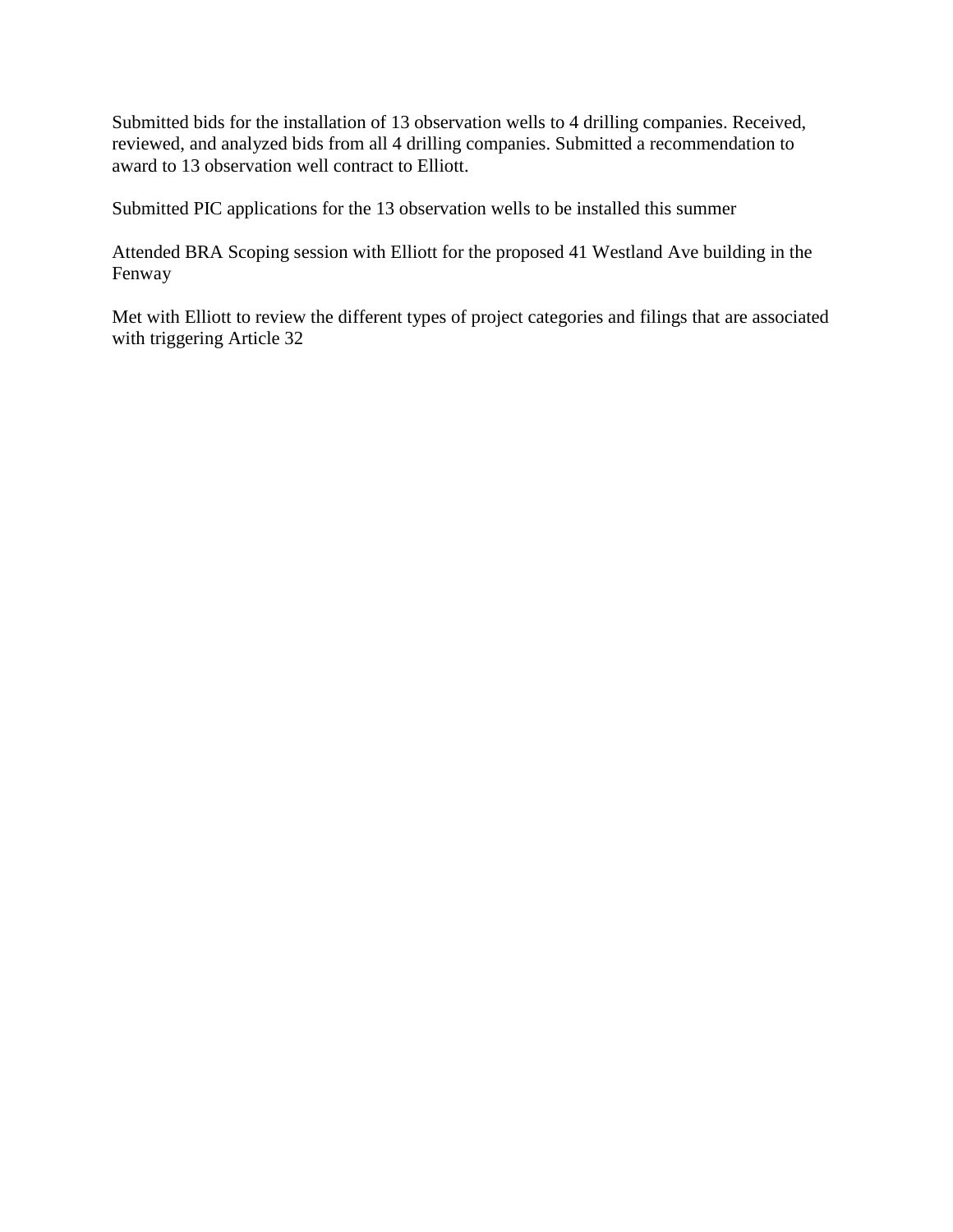Submitted bids for the installation of 13 observation wells to 4 drilling companies. Received, reviewed, and analyzed bids from all 4 drilling companies. Submitted a recommendation to award to 13 observation well contract to Elliott.

Submitted PIC applications for the 13 observation wells to be installed this summer

Attended BRA Scoping session with Elliott for the proposed 41 Westland Ave building in the Fenway

Met with Elliott to review the different types of project categories and filings that are associated with triggering Article 32